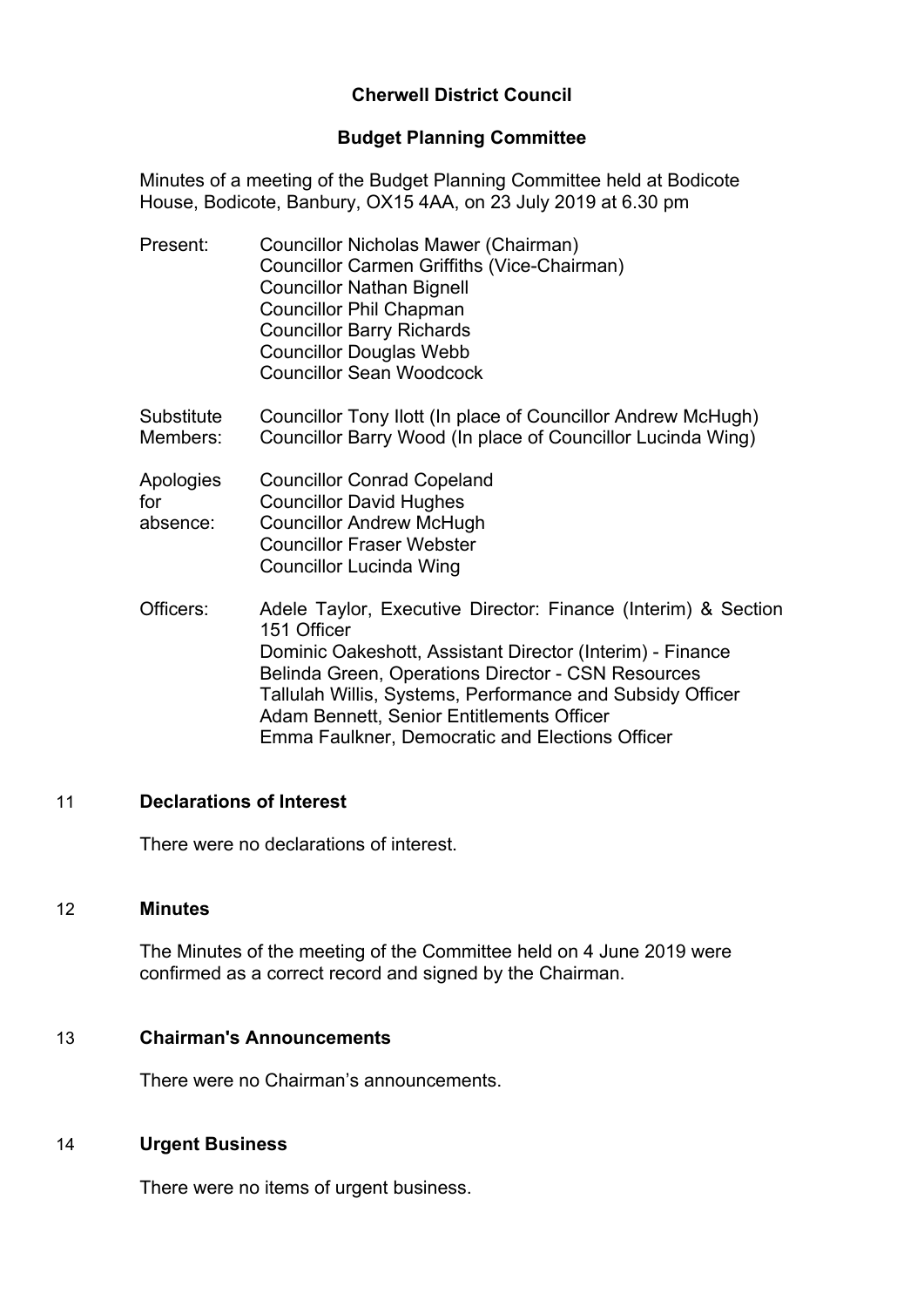# Cherwell District Council

## Budget Planning Committee

Minutes of a meeting of the Budget Planning Committee held at Bodicote House, Bodicote, Banbury, OX15 4AA, on 23 July 2019 at 6.30 pm

Present:
Councillor Nicholas Mawer (Chairman)
Councillor Carmen Griffiths (Vice-Chairman)
Councillor Nathan Bignell
Councillor Phil Chapman
Councillor Barry Richards
Councillor Douglas Webb
Councillor Sean Woodcock

Substitute Members:
Councillor Tony Ilott (In place of Councillor Andrew McHugh)
Councillor Barry Wood (In place of Councillor Lucinda Wing)

Apologies for absence:
Councillor Conrad Copeland
Councillor David Hughes
Councillor Andrew McHugh
Councillor Fraser Webster
Councillor Lucinda Wing

Officers:
Adele Taylor, Executive Director: Finance (Interim) & Section 151 Officer
Dominic Oakeshott, Assistant Director (Interim) - Finance
Belinda Green, Operations Director - CSN Resources
Tallulah Willis, Systems, Performance and Subsidy Officer
Adam Bennett, Senior Entitlements Officer
Emma Faulkner, Democratic and Elections Officer

### 11 Declarations of Interest

There were no declarations of interest.

### 12 Minutes

The Minutes of the meeting of the Committee held on 4 June 2019 were confirmed as a correct record and signed by the Chairman.

### 13 Chairman's Announcements

There were no Chairman's announcements.

### 14 Urgent Business

There were no items of urgent business.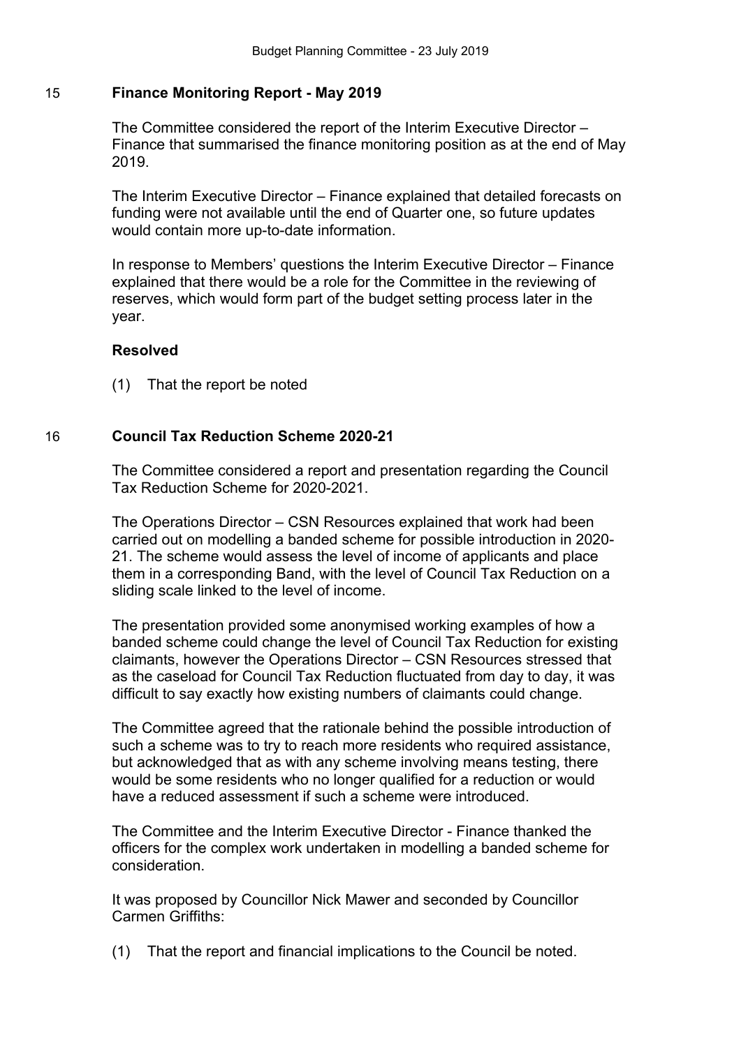## 15 Finance Monitoring Report - May 2019

The Committee considered the report of the Interim Executive Director – Finance that summarised the finance monitoring position as at the end of May 2019.

The Interim Executive Director – Finance explained that detailed forecasts on funding were not available until the end of Quarter one, so future updates would contain more up-to-date information.

In response to Members' questions the Interim Executive Director – Finance explained that there would be a role for the Committee in the reviewing of reserves, which would form part of the budget setting process later in the year.

**Resolved**

(1) That the report be noted

## 16 Council Tax Reduction Scheme 2020-21

The Committee considered a report and presentation regarding the Council Tax Reduction Scheme for 2020-2021.

The Operations Director – CSN Resources explained that work had been carried out on modelling a banded scheme for possible introduction in 2020-21. The scheme would assess the level of income of applicants and place them in a corresponding Band, with the level of Council Tax Reduction on a sliding scale linked to the level of income.

The presentation provided some anonymised working examples of how a banded scheme could change the level of Council Tax Reduction for existing claimants, however the Operations Director – CSN Resources stressed that as the caseload for Council Tax Reduction fluctuated from day to day, it was difficult to say exactly how existing numbers of claimants could change.

The Committee agreed that the rationale behind the possible introduction of such a scheme was to try to reach more residents who required assistance, but acknowledged that as with any scheme involving means testing, there would be some residents who no longer qualified for a reduction or would have a reduced assessment if such a scheme were introduced.

The Committee and the Interim Executive Director - Finance thanked the officers for the complex work undertaken in modelling a banded scheme for consideration.

It was proposed by Councillor Nick Mawer and seconded by Councillor Carmen Griffiths:

(1) That the report and financial implications to the Council be noted.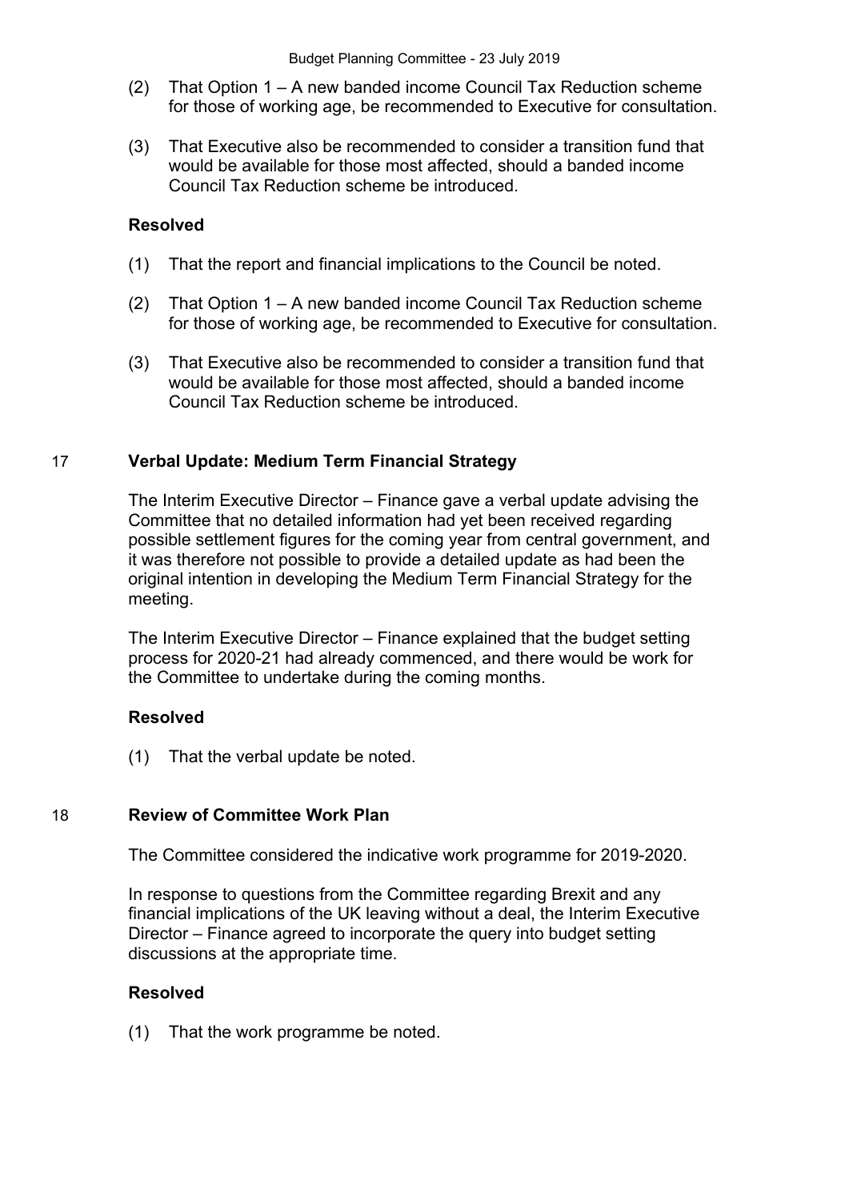(2) That Option 1 – A new banded income Council Tax Reduction scheme for those of working age, be recommended to Executive for consultation.

(3) That Executive also be recommended to consider a transition fund that would be available for those most affected, should a banded income Council Tax Reduction scheme be introduced.

**Resolved**

(1) That the report and financial implications to the Council be noted.

(2) That Option 1 – A new banded income Council Tax Reduction scheme for those of working age, be recommended to Executive for consultation.

(3) That Executive also be recommended to consider a transition fund that would be available for those most affected, should a banded income Council Tax Reduction scheme be introduced.

## 17 Verbal Update: Medium Term Financial Strategy

The Interim Executive Director – Finance gave a verbal update advising the Committee that no detailed information had yet been received regarding possible settlement figures for the coming year from central government, and it was therefore not possible to provide a detailed update as had been the original intention in developing the Medium Term Financial Strategy for the meeting.

The Interim Executive Director – Finance explained that the budget setting process for 2020-21 had already commenced, and there would be work for the Committee to undertake during the coming months.

**Resolved**

(1) That the verbal update be noted.

## 18 Review of Committee Work Plan

The Committee considered the indicative work programme for 2019-2020.

In response to questions from the Committee regarding Brexit and any financial implications of the UK leaving without a deal, the Interim Executive Director – Finance agreed to incorporate the query into budget setting discussions at the appropriate time.

**Resolved**

(1) That the work programme be noted.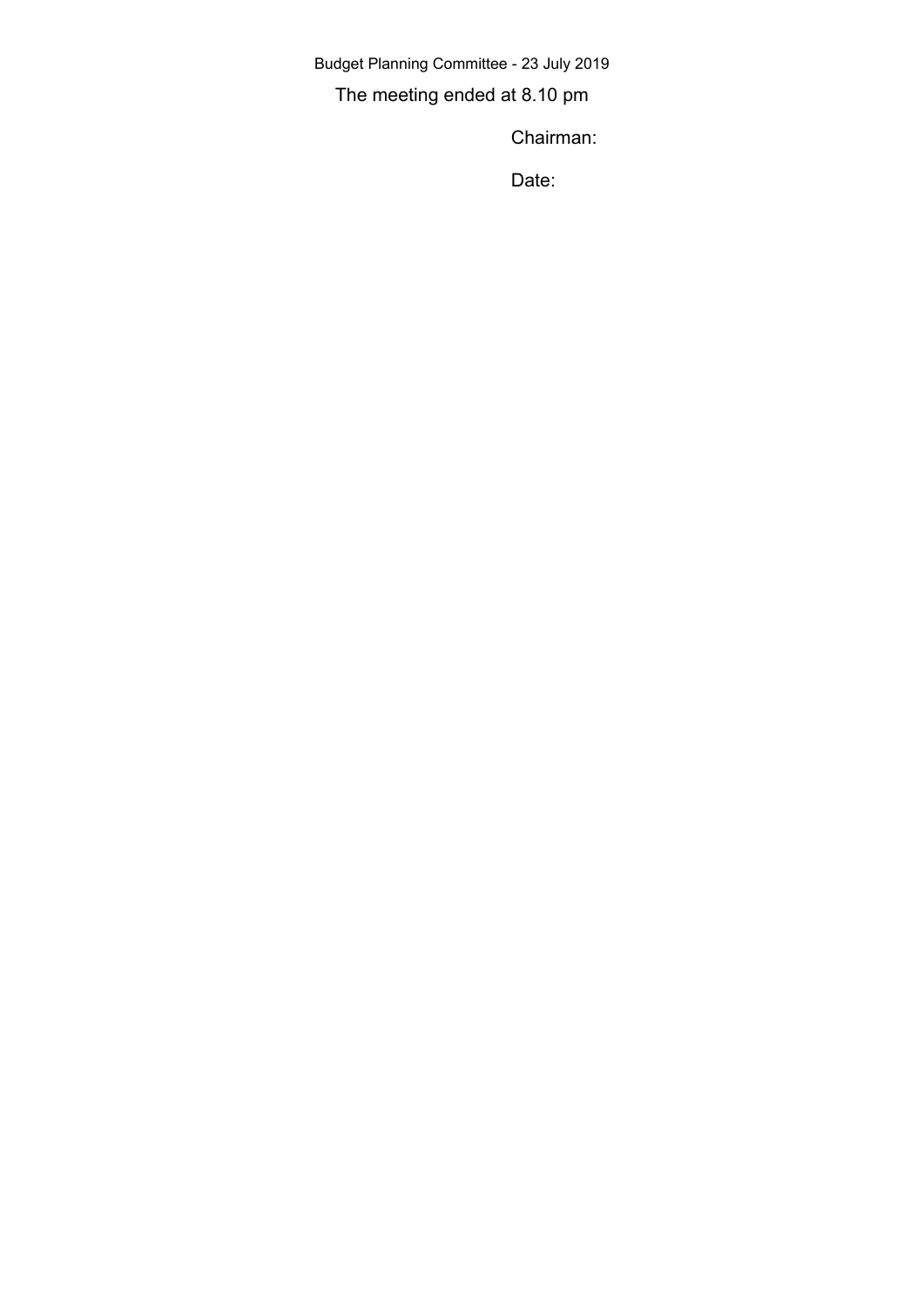The meeting ended at 8.10 pm

Chairman:

Date: